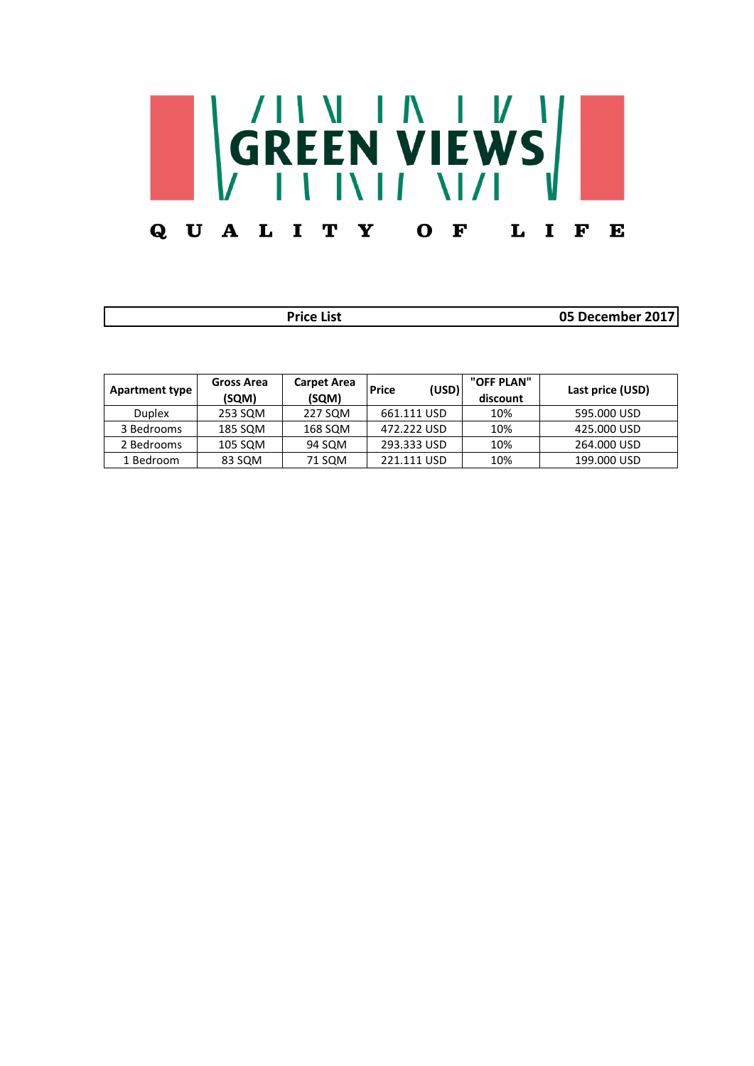# GREEN VIEWS

QUALITY OF LIFE

| Price List | 05 December 2017 |
|---|---|

| Apartment type | Gross Area (SQM) | Carpet Area (SQM) | Price (USD) | "OFF PLAN" discount | Last price (USD) |
|---|---|---|---|---|---|
| Duplex | 253 SQM | 227 SQM | 661.111 USD | 10% | 595.000 USD |
| 3 Bedrooms | 185 SQM | 168 SQM | 472.222 USD | 10% | 425.000 USD |
| 2 Bedrooms | 105 SQM | 94 SQM | 293.333 USD | 10% | 264.000 USD |
| 1 Bedroom | 83 SQM | 71 SQM | 221.111 USD | 10% | 199.000 USD |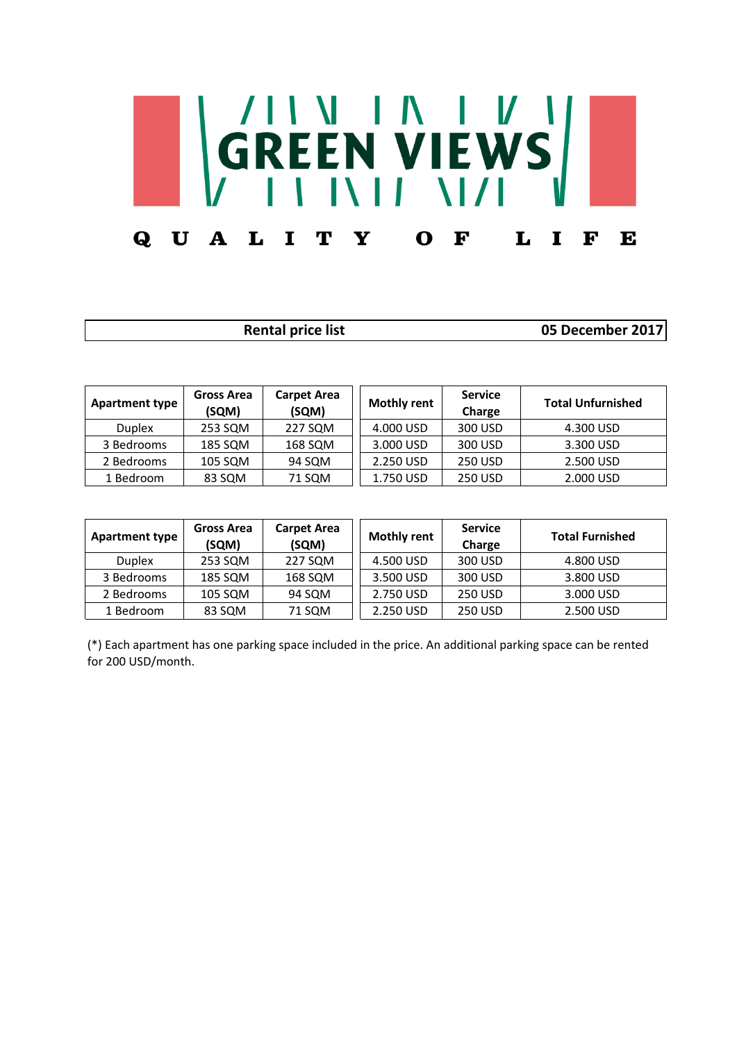# GREEN VIEWS

QUALITY OF LIFE

**Rental price list** **05 December 2017**

| Apartment type | Gross Area (SQM) | Carpet Area (SQM) | Mothly rent | Service Charge | Total Unfurnished |
|---|---|---|---|---|---|
| Duplex | 253 SQM | 227 SQM | 4.000 USD | 300 USD | 4.300 USD |
| 3 Bedrooms | 185 SQM | 168 SQM | 3.000 USD | 300 USD | 3.300 USD |
| 2 Bedrooms | 105 SQM | 94 SQM | 2.250 USD | 250 USD | 2.500 USD |
| 1 Bedroom | 83 SQM | 71 SQM | 1.750 USD | 250 USD | 2.000 USD |

| Apartment type | Gross Area (SQM) | Carpet Area (SQM) | Mothly rent | Service Charge | Total Furnished |
|---|---|---|---|---|---|
| Duplex | 253 SQM | 227 SQM | 4.500 USD | 300 USD | 4.800 USD |
| 3 Bedrooms | 185 SQM | 168 SQM | 3.500 USD | 300 USD | 3.800 USD |
| 2 Bedrooms | 105 SQM | 94 SQM | 2.750 USD | 250 USD | 3.000 USD |
| 1 Bedroom | 83 SQM | 71 SQM | 2.250 USD | 250 USD | 2.500 USD |

(*) Each apartment has one parking space included in the price. An additional parking space can be rented for 200 USD/month.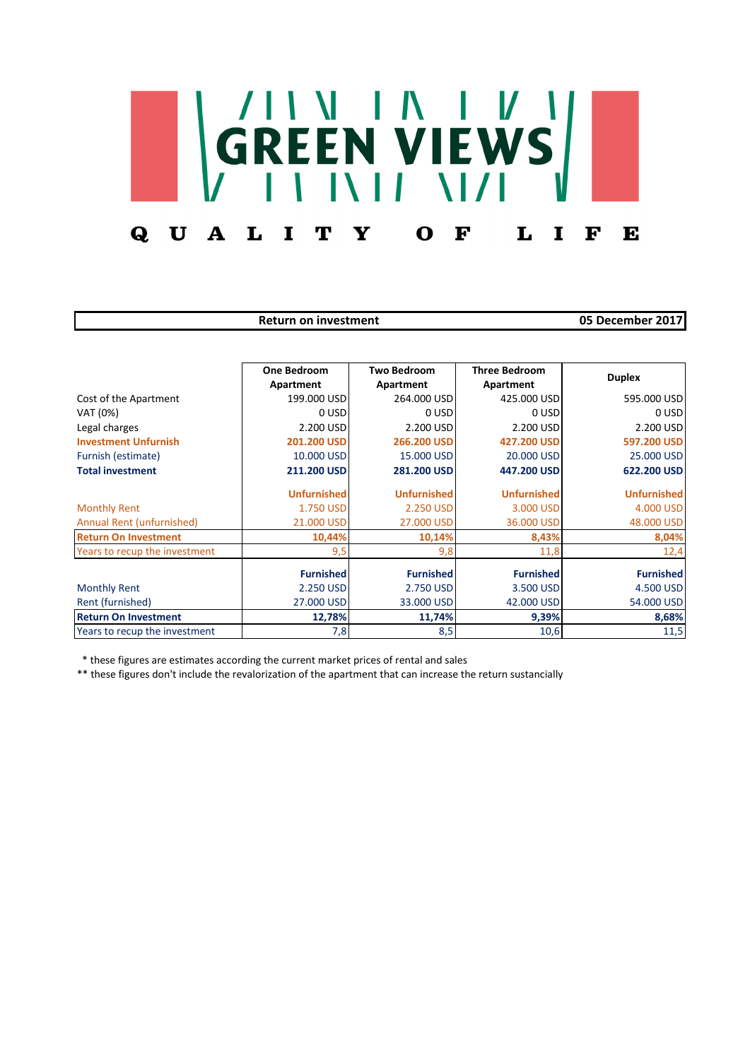# GREEN VIEWS

QUALITY OF LIFE

**Return on investment** **05 December 2017**

| | One Bedroom Apartment | Two Bedroom Apartment | Three Bedroom Apartment | Duplex |
|---|---|---|---|---|
| Cost of the Apartment | 199.000 USD | 264.000 USD | 425.000 USD | 595.000 USD |
| VAT (0%) | 0 USD | 0 USD | 0 USD | 0 USD |
| Legal charges | 2.200 USD | 2.200 USD | 2.200 USD | 2.200 USD |
| **Investment Unfurnish** | **201.200 USD** | **266.200 USD** | **427.200 USD** | **597.200 USD** |
| Furnish (estimate) | 10.000 USD | 15.000 USD | 20.000 USD | 25.000 USD |
| **Total investment** | **211.200 USD** | **281.200 USD** | **447.200 USD** | **622.200 USD** |
| | **Unfurnished** | **Unfurnished** | **Unfurnished** | **Unfurnished** |
| Monthly Rent | 1.750 USD | 2.250 USD | 3.000 USD | 4.000 USD |
| Annual Rent (unfurnished) | 21.000 USD | 27.000 USD | 36.000 USD | 48.000 USD |
| **Return On Investment** | **10,44%** | **10,14%** | **8,43%** | **8,04%** |
| Years to recup the investment | 9,5 | 9,8 | 11,8 | 12,4 |
| | **Furnished** | **Furnished** | **Furnished** | **Furnished** |
| Monthly Rent | 2.250 USD | 2.750 USD | 3.500 USD | 4.500 USD |
| Rent (furnished) | 27.000 USD | 33.000 USD | 42.000 USD | 54.000 USD |
| **Return On Investment** | **12,78%** | **11,74%** | **9,39%** | **8,68%** |
| Years to recup the investment | 7,8 | 8,5 | 10,6 | 11,5 |

\* these figures are estimates according the current market prices of rental and sales

** these figures don't include the revalorization of the apartment that can increase the return sustancially